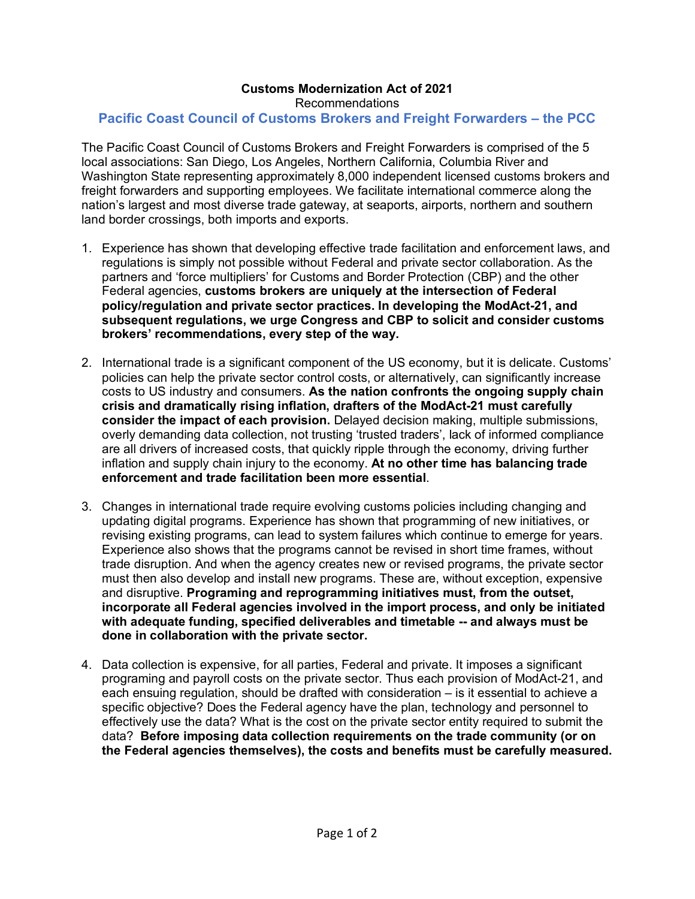# Customs Modernization Act of 2021

Recommendations

## Pacific Coast Council of Customs Brokers and Freight Forwarders – the PCC

The Pacific Coast Council of Customs Brokers and Freight Forwarders is comprised of the 5 local associations: San Diego, Los Angeles, Northern California, Columbia River and Washington State representing approximately 8,000 independent licensed customs brokers and freight forwarders and supporting employees. We facilitate international commerce along the nation's largest and most diverse trade gateway, at seaports, airports, northern and southern land border crossings, both imports and exports.

1. Experience has shown that developing effective trade facilitation and enforcement laws, and regulations is simply not possible without Federal and private sector collaboration. As the partners and 'force multipliers' for Customs and Border Protection (CBP) and the other Federal agencies, **customs brokers are uniquely at the intersection of Federal policy/regulation and private sector practices. In developing the ModAct-21, and subsequent regulations, we urge Congress and CBP to solicit and consider customs brokers' recommendations, every step of the way.**

2. International trade is a significant component of the US economy, but it is delicate. Customs' policies can help the private sector control costs, or alternatively, can significantly increase costs to US industry and consumers. **As the nation confronts the ongoing supply chain crisis and dramatically rising inflation, drafters of the ModAct-21 must carefully consider the impact of each provision.** Delayed decision making, multiple submissions, overly demanding data collection, not trusting 'trusted traders', lack of informed compliance are all drivers of increased costs, that quickly ripple through the economy, driving further inflation and supply chain injury to the economy. **At no other time has balancing trade enforcement and trade facilitation been more essential**.

3. Changes in international trade require evolving customs policies including changing and updating digital programs. Experience has shown that programming of new initiatives, or revising existing programs, can lead to system failures which continue to emerge for years. Experience also shows that the programs cannot be revised in short time frames, without trade disruption. And when the agency creates new or revised programs, the private sector must then also develop and install new programs. These are, without exception, expensive and disruptive. **Programing and reprogramming initiatives must, from the outset, incorporate all Federal agencies involved in the import process, and only be initiated with adequate funding, specified deliverables and timetable -- and always must be done in collaboration with the private sector.**

4. Data collection is expensive, for all parties, Federal and private. It imposes a significant programing and payroll costs on the private sector. Thus each provision of ModAct-21, and each ensuing regulation, should be drafted with consideration – is it essential to achieve a specific objective? Does the Federal agency have the plan, technology and personnel to effectively use the data? What is the cost on the private sector entity required to submit the data? **Before imposing data collection requirements on the trade community (or on the Federal agencies themselves), the costs and benefits must be carefully measured.**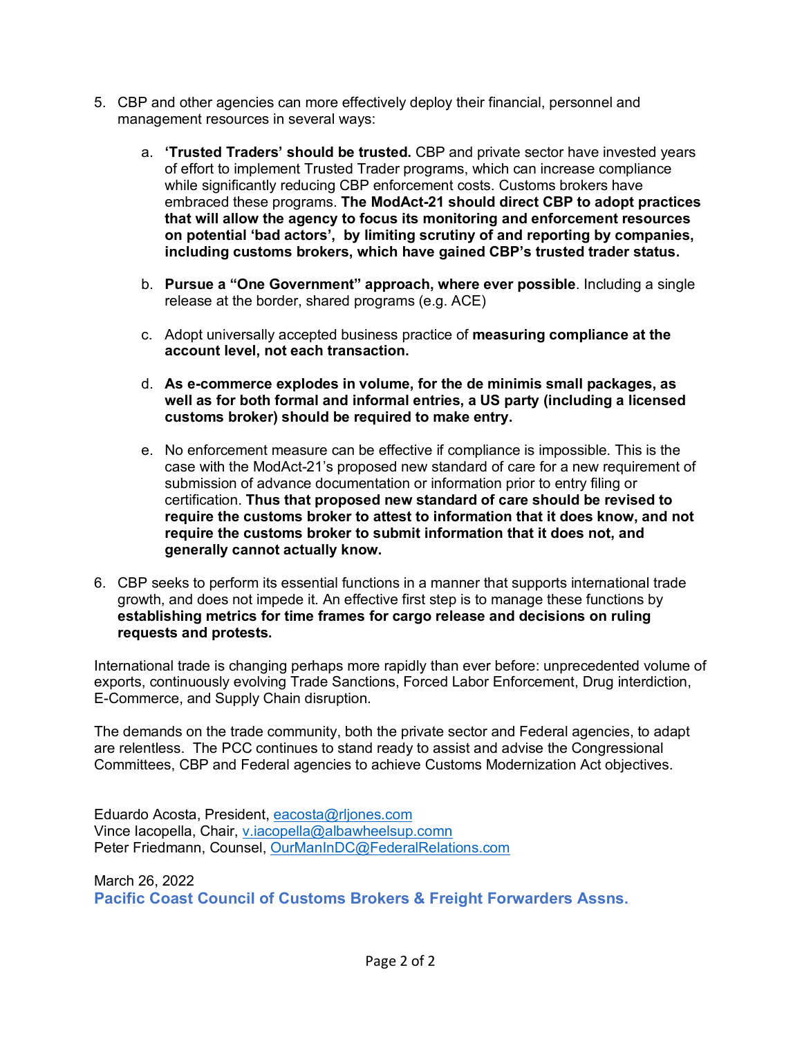5. CBP and other agencies can more effectively deploy their financial, personnel and management resources in several ways:

    a. **'Trusted Traders' should be trusted.** CBP and private sector have invested years of effort to implement Trusted Trader programs, which can increase compliance while significantly reducing CBP enforcement costs. Customs brokers have embraced these programs. **The ModAct-21 should direct CBP to adopt practices that will allow the agency to focus its monitoring and enforcement resources on potential 'bad actors', by limiting scrutiny of and reporting by companies, including customs brokers, which have gained CBP's trusted trader status.**

    b. **Pursue a "One Government" approach, where ever possible**. Including a single release at the border, shared programs (e.g. ACE)

    c. Adopt universally accepted business practice of **measuring compliance at the account level, not each transaction.**

    d. **As e-commerce explodes in volume, for the de minimis small packages, as well as for both formal and informal entries, a US party (including a licensed customs broker) should be required to make entry.**

    e. No enforcement measure can be effective if compliance is impossible. This is the case with the ModAct-21's proposed new standard of care for a new requirement of submission of advance documentation or information prior to entry filing or certification. **Thus that proposed new standard of care should be revised to require the customs broker to attest to information that it does know, and not require the customs broker to submit information that it does not, and generally cannot actually know.**

6. CBP seeks to perform its essential functions in a manner that supports international trade growth, and does not impede it. An effective first step is to manage these functions by **establishing metrics for time frames for cargo release and decisions on ruling requests and protests.**

International trade is changing perhaps more rapidly than ever before: unprecedented volume of exports, continuously evolving Trade Sanctions, Forced Labor Enforcement, Drug interdiction, E-Commerce, and Supply Chain disruption.

The demands on the trade community, both the private sector and Federal agencies, to adapt are relentless. The PCC continues to stand ready to assist and advise the Congressional Committees, CBP and Federal agencies to achieve Customs Modernization Act objectives.

Eduardo Acosta, President, eacosta@rljones.com
Vince Iacopella, Chair, v.iacopella@albawheelsup.comn
Peter Friedmann, Counsel, OurManInDC@FederalRelations.com

March 26, 2022
**Pacific Coast Council of Customs Brokers & Freight Forwarders Assns.**